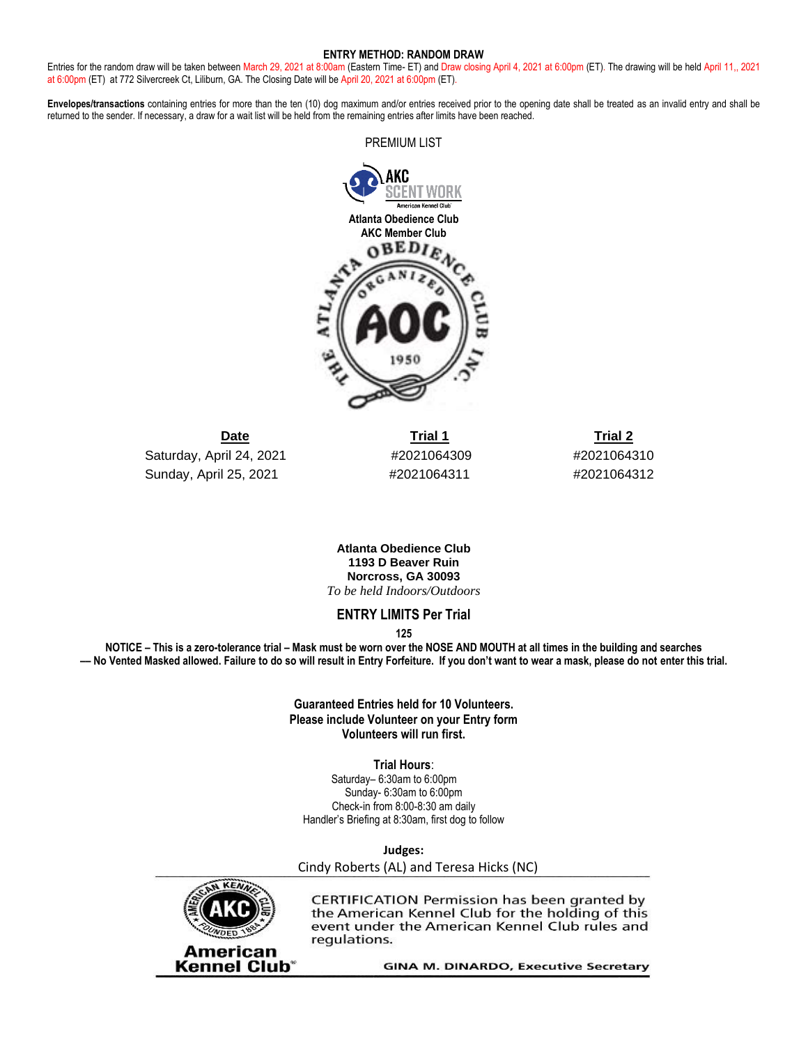**ENTRY METHOD: RANDOM DRAW**

Entries for the random draw will be taken between March 29, 2021 at 8:00am (Eastern Time- ET) and Draw closing April 4, 2021 at 6:00pm (ET). The drawing will be held April 11,, 2021 at 6:00pm (ET) at 772 Silvercreek Ct, Lilburn, GA. The Closing Date will be April 20, 2021 at 6:00pm (ET).

**Envelopes/transactions** containing entries for more than the ten (10) dog maximum and/or entries received prior to the opening date shall be treated as an invalid entry and shall be returned to the sender. If necessary, a draw for a wait list will be held from the remaining entries after limits have been reached.

PREMIUM LIST

AKC SCENT WORK
American Kennel Club

**Atlanta Obedience Club**
**AKC Member Club**

THE ATLANTA OBEDIENCE CLUB INC. ORGANIZED AOC 1950

| Date | Trial 1 | Trial 2 |
|---|---|---|
| Saturday, April 24, 2021 | #2021064309 | #2021064310 |
| Sunday, April 25, 2021 | #2021064311 | #2021064312 |

**Atlanta Obedience Club**
**1193 D Beaver Ruin**
**Norcross, GA 30093**
*To be held Indoors/Outdoors*

## ENTRY LIMITS Per Trial

**125**

**NOTICE – This is a zero-tolerance trial – Mask must be worn over the NOSE AND MOUTH at all times in the building and searches — No Vented Masked allowed. Failure to do so will result in Entry Forfeiture. If you don't want to wear a mask, please do not enter this trial.**

**Guaranteed Entries held for 10 Volunteers.**
**Please include Volunteer on your Entry form**
**Volunteers will run first.**

**Trial Hours**:
Saturday– 6:30am to 6:00pm
Sunday- 6:30am to 6:00pm
Check-in from 8:00-8:30 am daily
Handler's Briefing at 8:30am, first dog to follow

**Judges:**
Cindy Roberts (AL) and Teresa Hicks (NC)

AMERICAN KENNEL CLUB AKC FOUNDED 1884
American Kennel Club

CERTIFICATION Permission has been granted by the American Kennel Club for the holding of this event under the American Kennel Club rules and regulations.

GINA M. DINARDO, Executive Secretary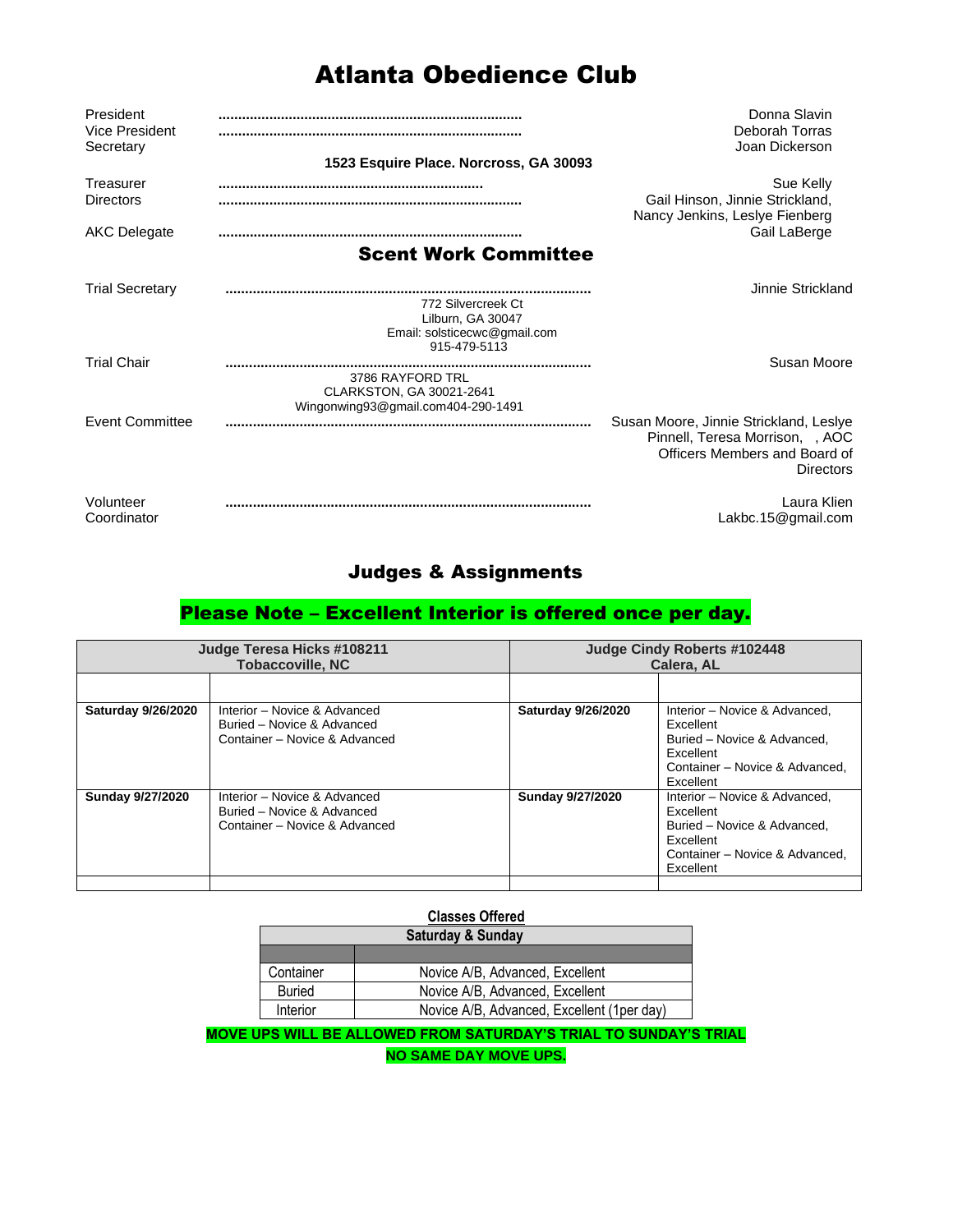# Atlanta Obedience Club

| | |
|---|---|
| President | Donna Slavin |
| Vice President | Deborah Torras |
| Secretary | Joan Dickerson |

**1523 Esquire Place. Norcross, GA 30093**

| | |
|---|---|
| Treasurer | Sue Kelly |
| Directors | Gail Hinson, Jinnie Strickland, Nancy Jenkins, Leslye Fienberg |
| AKC Delegate | Gail LaBerge |

## Scent Work Committee

| | | |
|---|---|---|
| Trial Secretary | 772 Silvercreek Ct<br>Lilburn, GA 30047<br>Email: solsticecwc@gmail.com<br>915-479-5113 | Jinnie Strickland |
| Trial Chair | 3786 RAYFORD TRL<br>CLARKSTON, GA 30021-2641<br>Wingonwing93@gmail.com404-290-1491 | Susan Moore |
| Event Committee | | Susan Moore, Jinnie Strickland, Leslye Pinnell, Teresa Morrison, , AOC Officers Members and Board of Directors |
| Volunteer Coordinator | | Laura Klien<br>Lakbc.15@gmail.com |

## Judges & Assignments

**Please Note – Excellent Interior is offered once per day.**

| Judge Teresa Hicks #108211<br>Tobaccoville, NC | | Judge Cindy Roberts #102448<br>Calera, AL | |
|---|---|---|---|
| | | | |
| **Saturday 9/26/2020** | Interior – Novice & Advanced<br>Buried – Novice & Advanced<br>Container – Novice & Advanced | **Saturday 9/26/2020** | Interior – Novice & Advanced, Excellent<br>Buried – Novice & Advanced, Excellent<br>Container – Novice & Advanced, Excellent |
| **Sunday 9/27/2020** | Interior – Novice & Advanced<br>Buried – Novice & Advanced<br>Container – Novice & Advanced | **Sunday 9/27/2020** | Interior – Novice & Advanced, Excellent<br>Buried – Novice & Advanced, Excellent<br>Container – Novice & Advanced, Excellent |
| | | | |

**Classes Offered**

| Saturday & Sunday | |
|---|---|
| | |
| Container | Novice A/B, Advanced, Excellent |
| Buried | Novice A/B, Advanced, Excellent |
| Interior | Novice A/B, Advanced, Excellent (1per day) |

**MOVE UPS WILL BE ALLOWED FROM SATURDAY'S TRIAL TO SUNDAY'S TRIAL**

**NO SAME DAY MOVE UPS.**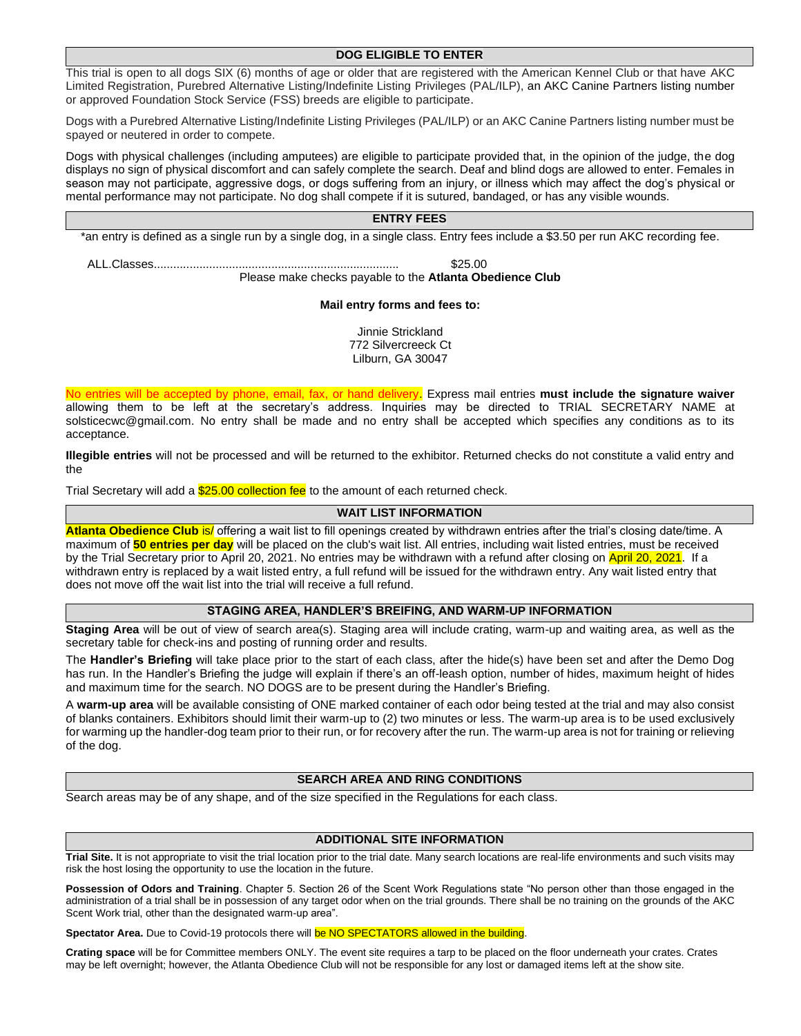## DOG ELIGIBLE TO ENTER

This trial is open to all dogs SIX (6) months of age or older that are registered with the American Kennel Club or that have AKC Limited Registration, Purebred Alternative Listing/Indefinite Listing Privileges (PAL/ILP), an AKC Canine Partners listing number or approved Foundation Stock Service (FSS) breeds are eligible to participate.

Dogs with a Purebred Alternative Listing/Indefinite Listing Privileges (PAL/ILP) or an AKC Canine Partners listing number must be spayed or neutered in order to compete.

Dogs with physical challenges (including amputees) are eligible to participate provided that, in the opinion of the judge, the dog displays no sign of physical discomfort and can safely complete the search. Deaf and blind dogs are allowed to enter. Females in season may not participate, aggressive dogs, or dogs suffering from an injury, or illness which may affect the dog's physical or mental performance may not participate. No dog shall compete if it is sutured, bandaged, or has any visible wounds.

## ENTRY FEES

*an entry is defined as a single run by a single dog, in a single class. Entry fees include a $3.50 per run AKC recording fee.

ALL.Classes........................................................................... $25.00

Please make checks payable to the **Atlanta Obedience Club**

**Mail entry forms and fees to:**

Jinnie Strickland
772 Silvercreeck Ct
Lilburn, GA 30047

No entries will be accepted by phone, email, fax, or hand delivery. Express mail entries **must include the signature waiver** allowing them to be left at the secretary's address. Inquiries may be directed to TRIAL SECRETARY NAME at solsticecwc@gmail.com. No entry shall be made and no entry shall be accepted which specifies any conditions as to its acceptance.

**Illegible entries** will not be processed and will be returned to the exhibitor. Returned checks do not constitute a valid entry and the

Trial Secretary will add a $25.00 collection fee to the amount of each returned check.

## WAIT LIST INFORMATION

**Atlanta Obedience Club** is/ offering a wait list to fill openings created by withdrawn entries after the trial's closing date/time. A maximum of **50 entries per day** will be placed on the club's wait list. All entries, including wait listed entries, must be received by the Trial Secretary prior to April 20, 2021. No entries may be withdrawn with a refund after closing on April 20, 2021. If a withdrawn entry is replaced by a wait listed entry, a full refund will be issued for the withdrawn entry. Any wait listed entry that does not move off the wait list into the trial will receive a full refund.

## STAGING AREA, HANDLER'S BREIFING, AND WARM-UP INFORMATION

**Staging Area** will be out of view of search area(s). Staging area will include crating, warm-up and waiting area, as well as the secretary table for check-ins and posting of running order and results.

The **Handler's Briefing** will take place prior to the start of each class, after the hide(s) have been set and after the Demo Dog has run. In the Handler's Briefing the judge will explain if there's an off-leash option, number of hides, maximum height of hides and maximum time for the search. NO DOGS are to be present during the Handler's Briefing.

A **warm-up area** will be available consisting of ONE marked container of each odor being tested at the trial and may also consist of blanks containers. Exhibitors should limit their warm-up to (2) two minutes or less. The warm-up area is to be used exclusively for warming up the handler-dog team prior to their run, or for recovery after the run. The warm-up area is not for training or relieving of the dog.

## SEARCH AREA AND RING CONDITIONS

Search areas may be of any shape, and of the size specified in the Regulations for each class.

## ADDITIONAL SITE INFORMATION

**Trial Site.** It is not appropriate to visit the trial location prior to the trial date. Many search locations are real-life environments and such visits may risk the host losing the opportunity to use the location in the future.

**Possession of Odors and Training**. Chapter 5. Section 26 of the Scent Work Regulations state "No person other than those engaged in the administration of a trial shall be in possession of any target odor when on the trial grounds. There shall be no training on the grounds of the AKC Scent Work trial, other than the designated warm-up area".

**Spectator Area.** Due to Covid-19 protocols there will be NO SPECTATORS allowed in the building.

**Crating space** will be for Committee members ONLY. The event site requires a tarp to be placed on the floor underneath your crates. Crates may be left overnight; however, the Atlanta Obedience Club will not be responsible for any lost or damaged items left at the show site.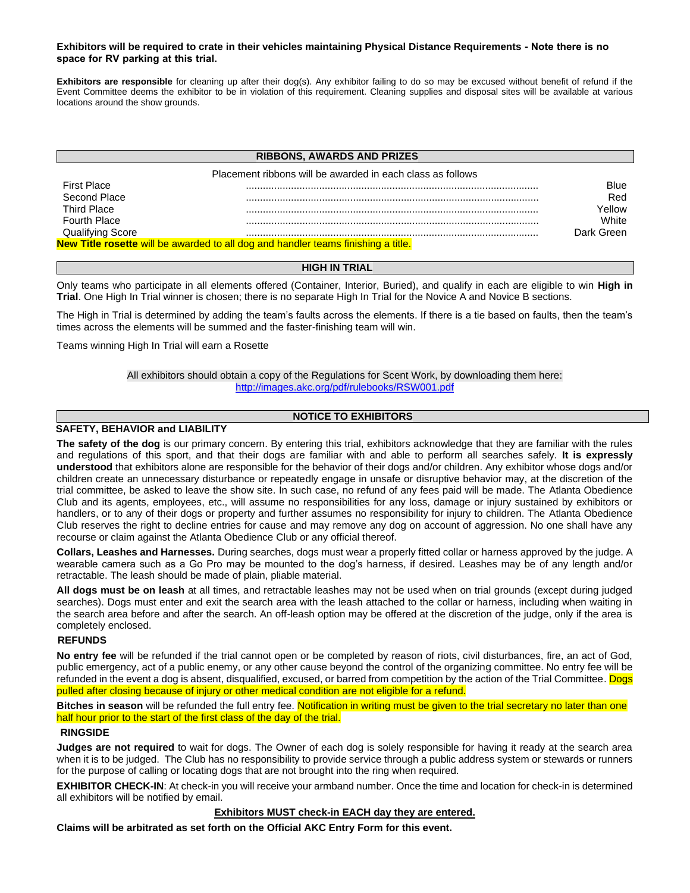**Exhibitors will be required to crate in their vehicles maintaining Physical Distance Requirements - Note there is no space for RV parking at this trial.**

**Exhibitors are responsible** for cleaning up after their dog(s). Any exhibitor failing to do so may be excused without benefit of refund if the Event Committee deems the exhibitor to be in violation of this requirement. Cleaning supplies and disposal sites will be available at various locations around the show grounds.

## RIBBONS, AWARDS AND PRIZES

Placement ribbons will be awarded in each class as follows

| Placement | Ribbon |
|---|---|
| First Place | Blue |
| Second Place | Red |
| Third Place | Yellow |
| Fourth Place | White |
| Qualifying Score | Dark Green |

**New Title rosette** will be awarded to all dog and handler teams finishing a title.

## HIGH IN TRIAL

Only teams who participate in all elements offered (Container, Interior, Buried), and qualify in each are eligible to win **High in Trial**. One High In Trial winner is chosen; there is no separate High In Trial for the Novice A and Novice B sections.

The High in Trial is determined by adding the team's faults across the elements. If there is a tie based on faults, then the team's times across the elements will be summed and the faster-finishing team will win.

Teams winning High In Trial will earn a Rosette

All exhibitors should obtain a copy of the Regulations for Scent Work, by downloading them here: http://images.akc.org/pdf/rulebooks/RSW001.pdf

## NOTICE TO EXHIBITORS

### SAFETY, BEHAVIOR and LIABILITY

**The safety of the dog** is our primary concern. By entering this trial, exhibitors acknowledge that they are familiar with the rules and regulations of this sport, and that their dogs are familiar with and able to perform all searches safely. **It is expressly understood** that exhibitors alone are responsible for the behavior of their dogs and/or children. Any exhibitor whose dogs and/or children create an unnecessary disturbance or repeatedly engage in unsafe or disruptive behavior may, at the discretion of the trial committee, be asked to leave the show site. In such case, no refund of any fees paid will be made. The Atlanta Obedience Club and its agents, employees, etc., will assume no responsibilities for any loss, damage or injury sustained by exhibitors or handlers, or to any of their dogs or property and further assumes no responsibility for injury to children. The Atlanta Obedience Club reserves the right to decline entries for cause and may remove any dog on account of aggression. No one shall have any recourse or claim against the Atlanta Obedience Club or any official thereof.

**Collars, Leashes and Harnesses.** During searches, dogs must wear a properly fitted collar or harness approved by the judge. A wearable camera such as a Go Pro may be mounted to the dog's harness, if desired. Leashes may be of any length and/or retractable. The leash should be made of plain, pliable material.

**All dogs must be on leash** at all times, and retractable leashes may not be used when on trial grounds (except during judged searches). Dogs must enter and exit the search area with the leash attached to the collar or harness, including when waiting in the search area before and after the search. An off-leash option may be offered at the discretion of the judge, only if the area is completely enclosed.

### REFUNDS

**No entry fee** will be refunded if the trial cannot open or be completed by reason of riots, civil disturbances, fire, an act of God, public emergency, act of a public enemy, or any other cause beyond the control of the organizing committee. No entry fee will be refunded in the event a dog is absent, disqualified, excused, or barred from competition by the action of the Trial Committee. Dogs pulled after closing because of injury or other medical condition are not eligible for a refund.

**Bitches in season** will be refunded the full entry fee. Notification in writing must be given to the trial secretary no later than one half hour prior to the start of the first class of the day of the trial.

### RINGSIDE

**Judges are not required** to wait for dogs. The Owner of each dog is solely responsible for having it ready at the search area when it is to be judged. The Club has no responsibility to provide service through a public address system or stewards or runners for the purpose of calling or locating dogs that are not brought into the ring when required.

**EXHIBITOR CHECK-IN**: At check-in you will receive your armband number. Once the time and location for check-in is determined all exhibitors will be notified by email.

**Exhibitors MUST check-in EACH day they are entered.**

**Claims will be arbitrated as set forth on the Official AKC Entry Form for this event.**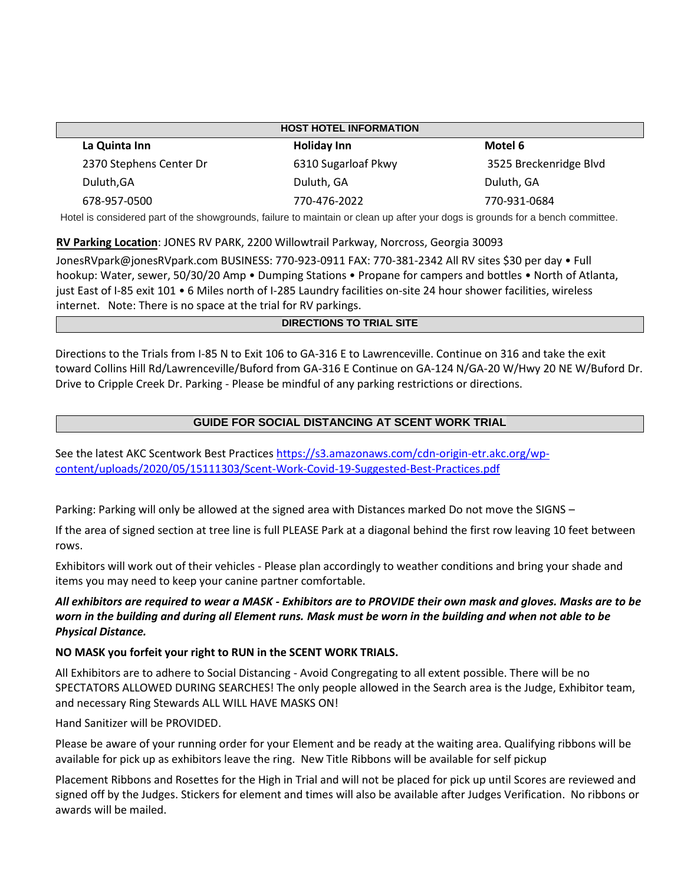## HOST HOTEL INFORMATION

| La Quinta Inn | Holiday Inn | Motel 6 |
|---|---|---|
| 2370 Stephens Center Dr | 6310 Sugarloaf Pkwy | 3525 Breckenridge Blvd |
| Duluth,GA | Duluth, GA | Duluth, GA |
| 678-957-0500 | 770-476-2022 | 770-931-0684 |

Hotel is considered part of the showgrounds, failure to maintain or clean up after your dogs is grounds for a bench committee.

**RV Parking Location**: JONES RV PARK, 2200 Willowtrail Parkway, Norcross, Georgia 30093

JonesRVpark@jonesRVpark.com BUSINESS: 770-923-0911 FAX: 770-381-2342 All RV sites $30 per day • Full hookup: Water, sewer, 50/30/20 Amp • Dumping Stations • Propane for campers and bottles • North of Atlanta, just East of I-85 exit 101 • 6 Miles north of I-285 Laundry facilities on-site 24 hour shower facilities, wireless internet. Note: There is no space at the trial for RV parkings.

## DIRECTIONS TO TRIAL SITE

Directions to the Trials from I-85 N to Exit 106 to GA-316 E to Lawrenceville. Continue on 316 and take the exit toward Collins Hill Rd/Lawrenceville/Buford from GA-316 E Continue on GA-124 N/GA-20 W/Hwy 20 NE W/Buford Dr. Drive to Cripple Creek Dr. Parking - Please be mindful of any parking restrictions or directions.

## GUIDE FOR SOCIAL DISTANCING AT SCENT WORK TRIAL

See the latest AKC Scentwork Best Practices https://s3.amazonaws.com/cdn-origin-etr.akc.org/wp-content/uploads/2020/05/15111303/Scent-Work-Covid-19-Suggested-Best-Practices.pdf

Parking: Parking will only be allowed at the signed area with Distances marked Do not move the SIGNS –

If the area of signed section at tree line is full PLEASE Park at a diagonal behind the first row leaving 10 feet between rows.

Exhibitors will work out of their vehicles - Please plan accordingly to weather conditions and bring your shade and items you may need to keep your canine partner comfortable.

***All exhibitors are required to wear a MASK - Exhibitors are to PROVIDE their own mask and gloves. Masks are to be worn in the building and during all Element runs. Mask must be worn in the building and when not able to be Physical Distance.***

**NO MASK you forfeit your right to RUN in the SCENT WORK TRIALS.**

All Exhibitors are to adhere to Social Distancing - Avoid Congregating to all extent possible. There will be no SPECTATORS ALLOWED DURING SEARCHES! The only people allowed in the Search area is the Judge, Exhibitor team, and necessary Ring Stewards ALL WILL HAVE MASKS ON!

Hand Sanitizer will be PROVIDED.

Please be aware of your running order for your Element and be ready at the waiting area. Qualifying ribbons will be available for pick up as exhibitors leave the ring. New Title Ribbons will be available for self pickup

Placement Ribbons and Rosettes for the High in Trial and will not be placed for pick up until Scores are reviewed and signed off by the Judges. Stickers for element and times will also be available after Judges Verification. No ribbons or awards will be mailed.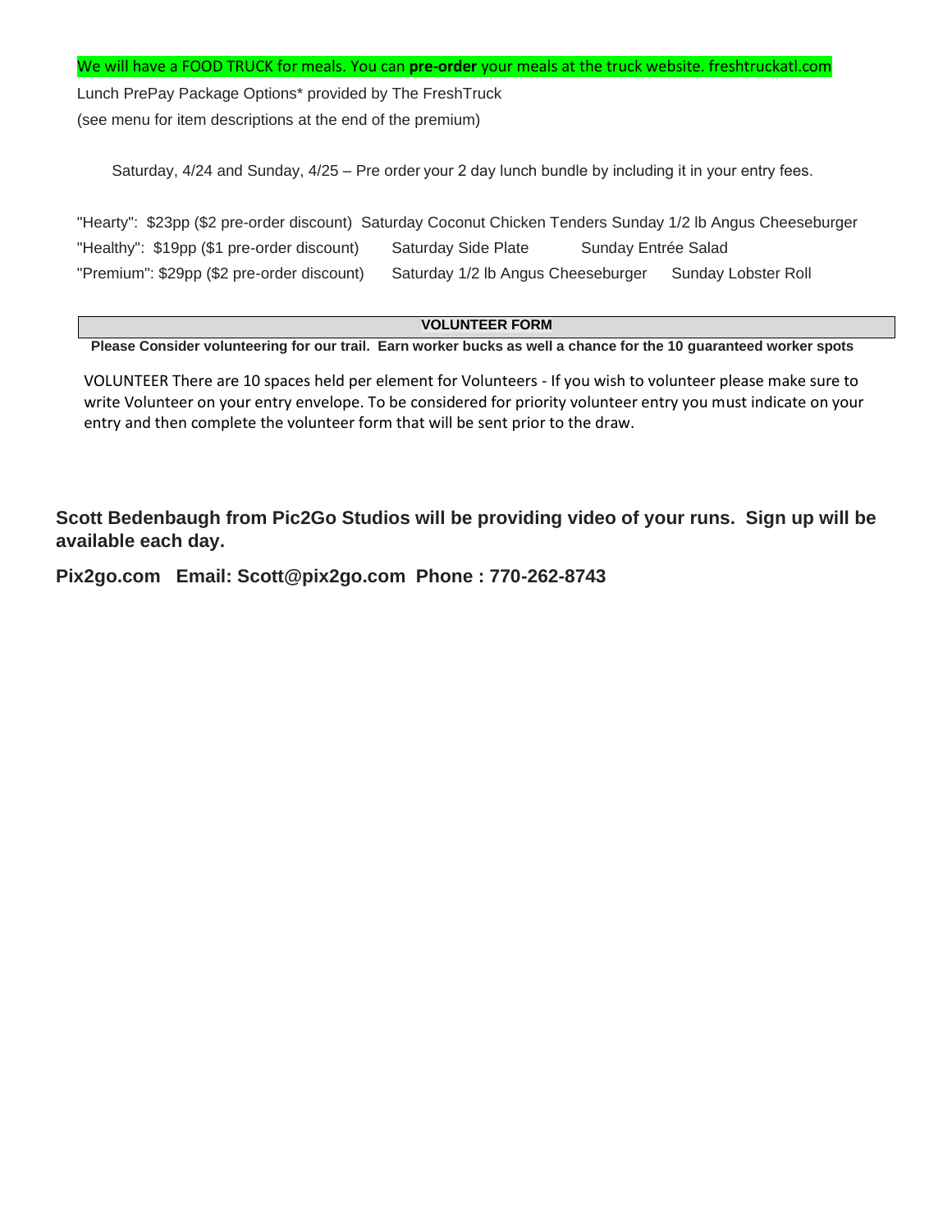We will have a FOOD TRUCK for meals. You can **pre-order** your meals at the truck website. freshtruckatl.com

Lunch PrePay Package Options* provided by The FreshTruck

(see menu for item descriptions at the end of the premium)

Saturday, 4/24 and Sunday, 4/25 – Pre order your 2 day lunch bundle by including it in your entry fees.

| | | |
|---|---|---|
| "Hearty": $23pp ($2 pre-order discount) | Saturday Coconut Chicken Tenders | Sunday 1/2 lb Angus Cheeseburger |
| "Healthy": $19pp ($1 pre-order discount) | Saturday Side Plate | Sunday Entrée Salad |
| "Premium": $29pp ($2 pre-order discount) | Saturday 1/2 lb Angus Cheeseburger | Sunday Lobster Roll |

## VOLUNTEER FORM

**Please Consider volunteering for our trail. Earn worker bucks as well a chance for the 10 guaranteed worker spots**

VOLUNTEER There are 10 spaces held per element for Volunteers - If you wish to volunteer please make sure to write Volunteer on your entry envelope. To be considered for priority volunteer entry you must indicate on your entry and then complete the volunteer form that will be sent prior to the draw.

**Scott Bedenbaugh from Pic2Go Studios will be providing video of your runs. Sign up will be available each day.**

**Pix2go.com Email: Scott@pix2go.com Phone : 770-262-8743**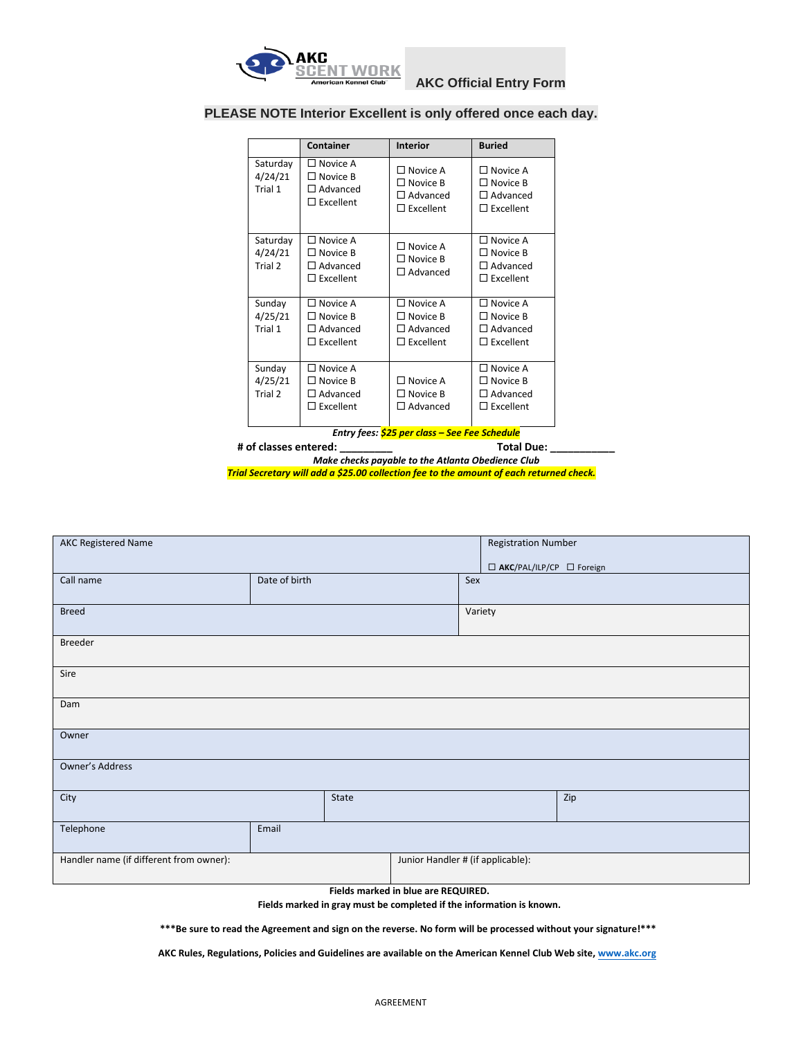# AKC Official Entry Form

**PLEASE NOTE Interior Excellent is only offered once each day.**

| | Container | Interior | Buried |
|---|---|---|---|
| Saturday 4/24/21 Trial 1 | ☐ Novice A<br>☐ Novice B<br>☐ Advanced<br>☐ Excellent | ☐ Novice A<br>☐ Novice B<br>☐ Advanced<br>☐ Excellent | ☐ Novice A<br>☐ Novice B<br>☐ Advanced<br>☐ Excellent |
| Saturday 4/24/21 Trial 2 | ☐ Novice A<br>☐ Novice B<br>☐ Advanced<br>☐ Excellent | ☐ Novice A<br>☐ Novice B<br>☐ Advanced | ☐ Novice A<br>☐ Novice B<br>☐ Advanced<br>☐ Excellent |
| Sunday 4/25/21 Trial 1 | ☐ Novice A<br>☐ Novice B<br>☐ Advanced<br>☐ Excellent | ☐ Novice A<br>☐ Novice B<br>☐ Advanced<br>☐ Excellent | ☐ Novice A<br>☐ Novice B<br>☐ Advanced<br>☐ Excellent |
| Sunday 4/25/21 Trial 2 | ☐ Novice A<br>☐ Novice B<br>☐ Advanced<br>☐ Excellent | ☐ Novice A<br>☐ Novice B<br>☐ Advanced | ☐ Novice A<br>☐ Novice B<br>☐ Advanced<br>☐ Excellent |

***Entry fees: $25 per class – See Fee Schedule***

**# of classes entered: _________** **Total Due: ___________**

***Make checks payable to the Atlanta Obedience Club***

***Trial Secretary will add a $25.00 collection fee to the amount of each returned check.***

| | | | |
|---|---|---|---|
| AKC Registered Name | | | Registration Number<br>☐ **AKC**/PAL/ILP/CP ☐ Foreign |
| Call name | Date of birth | Sex | |
| Breed | | Variety | |
| Breeder | | | |
| Sire | | | |
| Dam | | | |
| Owner | | | |
| Owner's Address | | | |
| City | State | | Zip |
| Telephone | Email | | |
| Handler name (if different from owner): | | Junior Handler # (if applicable): | |

**Fields marked in blue are REQUIRED.**

**Fields marked in gray must be completed if the information is known.**

**\*\*\*Be sure to read the Agreement and sign on the reverse. No form will be processed without your signature!\*\*\***

**AKC Rules, Regulations, Policies and Guidelines are available on the American Kennel Club Web site, www.akc.org**

AGREEMENT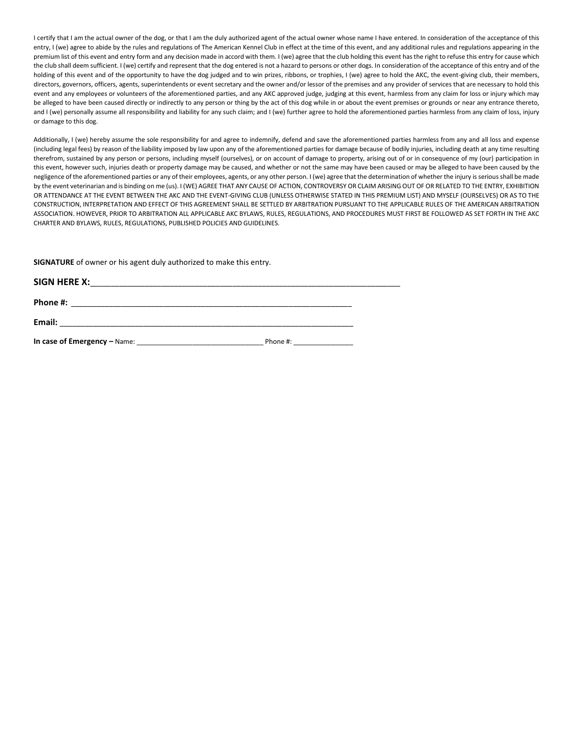I certify that I am the actual owner of the dog, or that I am the duly authorized agent of the actual owner whose name I have entered. In consideration of the acceptance of this entry, I (we) agree to abide by the rules and regulations of The American Kennel Club in effect at the time of this event, and any additional rules and regulations appearing in the premium list of this event and entry form and any decision made in accord with them. I (we) agree that the club holding this event has the right to refuse this entry for cause which the club shall deem sufficient. I (we) certify and represent that the dog entered is not a hazard to persons or other dogs. In consideration of the acceptance of this entry and of the holding of this event and of the opportunity to have the dog judged and to win prizes, ribbons, or trophies, I (we) agree to hold the AKC, the event-giving club, their members, directors, governors, officers, agents, superintendents or event secretary and the owner and/or lessor of the premises and any provider of services that are necessary to hold this event and any employees or volunteers of the aforementioned parties, and any AKC approved judge, judging at this event, harmless from any claim for loss or injury which may be alleged to have been caused directly or indirectly to any person or thing by the act of this dog while in or about the event premises or grounds or near any entrance thereto, and I (we) personally assume all responsibility and liability for any such claim; and I (we) further agree to hold the aforementioned parties harmless from any claim of loss, injury or damage to this dog.

Additionally, I (we) hereby assume the sole responsibility for and agree to indemnify, defend and save the aforementioned parties harmless from any and all loss and expense (including legal fees) by reason of the liability imposed by law upon any of the aforementioned parties for damage because of bodily injuries, including death at any time resulting therefrom, sustained by any person or persons, including myself (ourselves), or on account of damage to property, arising out of or in consequence of my (our) participation in this event, however such, injuries death or property damage may be caused, and whether or not the same may have been caused or may be alleged to have been caused by the negligence of the aforementioned parties or any of their employees, agents, or any other person. I (we) agree that the determination of whether the injury is serious shall be made by the event veterinarian and is binding on me (us). I (WE) AGREE THAT ANY CAUSE OF ACTION, CONTROVERSY OR CLAIM ARISING OUT OF OR RELATED TO THE ENTRY, EXHIBITION OR ATTENDANCE AT THE EVENT BETWEEN THE AKC AND THE EVENT-GIVING CLUB (UNLESS OTHERWISE STATED IN THIS PREMIUM LIST) AND MYSELF (OURSELVES) OR AS TO THE CONSTRUCTION, INTERPRETATION AND EFFECT OF THIS AGREEMENT SHALL BE SETTLED BY ARBITRATION PURSUANT TO THE APPLICABLE RULES OF THE AMERICAN ARBITRATION ASSOCIATION. HOWEVER, PRIOR TO ARBITRATION ALL APPLICABLE AKC BYLAWS, RULES, REGULATIONS, AND PROCEDURES MUST FIRST BE FOLLOWED AS SET FORTH IN THE AKC CHARTER AND BYLAWS, RULES, REGULATIONS, PUBLISHED POLICIES AND GUIDELINES.

**SIGNATURE** of owner or his agent duly authorized to make this entry.

**SIGN HERE X:**______________________________________________________________________

**Phone #:** _______________________________________________________________

**Email:** ____________________________________________________________________

**In case of Emergency –** Name: ________________________________ Phone #: _______________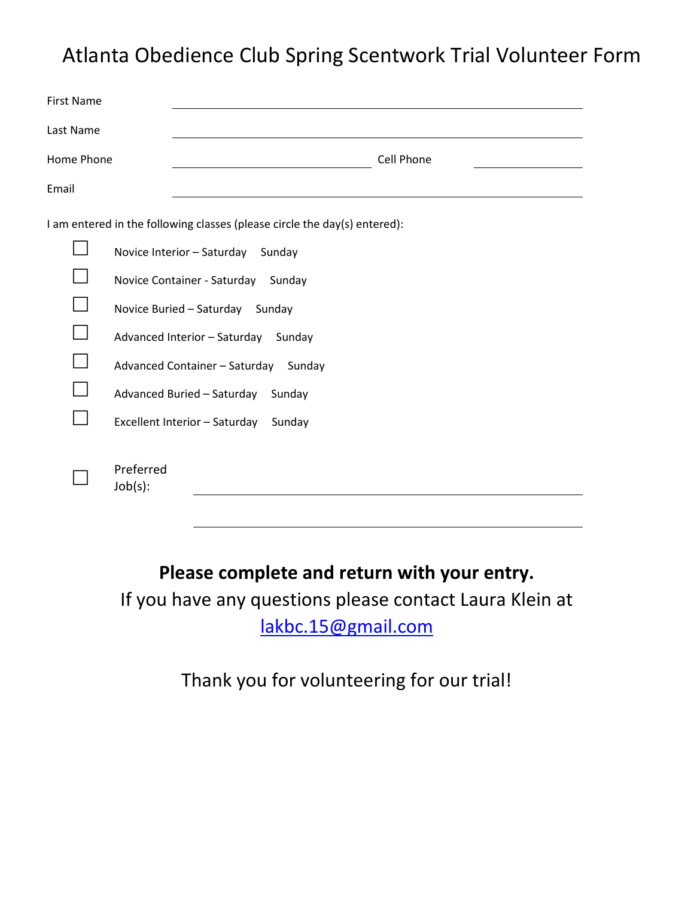# Atlanta Obedience Club Spring Scentwork Trial Volunteer Form

First Name \_\_\_\_\_\_\_\_\_\_\_\_\_\_\_\_\_\_\_\_\_\_\_\_\_\_\_\_\_\_\_\_\_\_\_\_\_\_\_\_

Last Name \_\_\_\_\_\_\_\_\_\_\_\_\_\_\_\_\_\_\_\_\_\_\_\_\_\_\_\_\_\_\_\_\_\_\_\_\_\_\_\_

Home Phone \_\_\_\_\_\_\_\_\_\_\_\_\_\_\_\_\_\_\_\_ Cell Phone \_\_\_\_\_\_\_\_\_\_\_\_

Email \_\_\_\_\_\_\_\_\_\_\_\_\_\_\_\_\_\_\_\_\_\_\_\_\_\_\_\_\_\_\_\_\_\_\_\_\_\_\_\_

I am entered in the following classes (please circle the day(s) entered):

- ☐ Novice Interior – Saturday  Sunday
- ☐ Novice Container - Saturday  Sunday
- ☐ Novice Buried – Saturday  Sunday
- ☐ Advanced Interior – Saturday  Sunday
- ☐ Advanced Container – Saturday  Sunday
- ☐ Advanced Buried – Saturday  Sunday
- ☐ Excellent Interior – Saturday  Sunday

- ☐ Preferred Job(s): \_\_\_\_\_\_\_\_\_\_\_\_\_\_\_\_\_\_\_\_\_\_\_\_\_\_\_\_\_\_\_\_\_\_\_\_\_\_\_\_

\_\_\_\_\_\_\_\_\_\_\_\_\_\_\_\_\_\_\_\_\_\_\_\_\_\_\_\_\_\_\_\_\_\_\_\_\_\_\_\_

**Please complete and return with your entry.**

If you have any questions please contact Laura Klein at lakbc.15@gmail.com

Thank you for volunteering for our trial!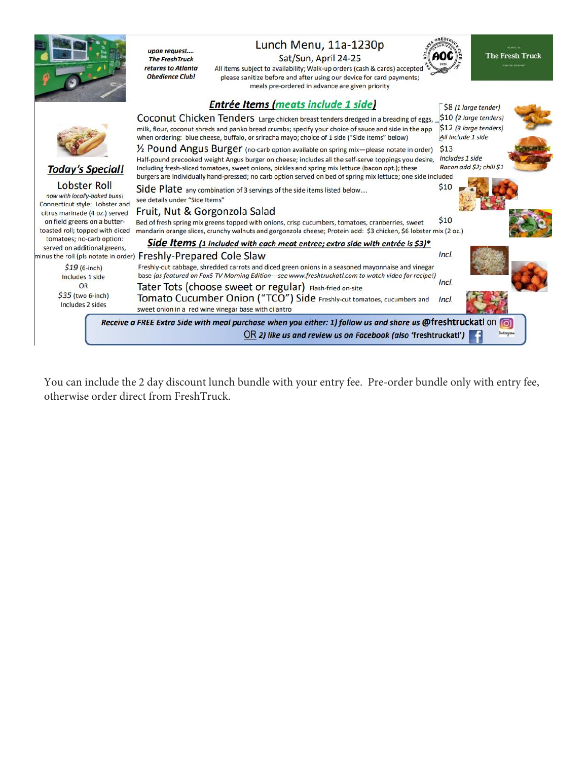*upon request....*
*The FreshTruck*
*returns to Atlanta Obedience Club!*

# Lunch Menu, 11a-1230p

Sat/Sun, April 24-25

All items subject to availability; Walk-up orders (cash & cards) accepted please sanitize before and after using our device for card payments; meals pre-ordered in advance are given priority

THE ATLANTA OBEDIENCE CLUB INC. ORGANIZED 1950 AOC

The Fresh Truck

## Today's Special!

### Lobster Roll

*now with locally-baked buns!*

Connecticut style: Lobster and citrus marinade (4 oz.) served on field greens on a butter-toasted roll; topped with diced tomatoes; no-carb option: served on additional greens, minus the roll (pls notate in order)

*$19* (6-inch)
Includes 1 side
OR
*$35* (two 6-inch)
Includes 2 sides

## Entrée Items (meats include 1 side)

**Coconut Chicken Tenders** Large chicken breast tenders dredged in a breading of eggs, milk, flour, coconut shreds and panko bread crumbs; specify your choice of sauce and side in the app when ordering: blue cheese, buffalo, or sriracha mayo; choice of 1 side ("Side Items" below)

$8 *(1 large tender)*
$10 *(2 large tenders)*
$12 *(3 large tenders)*
*All include 1 side*

**½ Pound Angus Burger** (no-carb option available on spring mix—please notate in order) Half-pound precooked weight Angus burger on cheese; includes all the self-serve toppings you desire, including fresh-sliced tomatoes, sweet onions, pickles and spring mix lettuce (bacon opt.); these burgers are Individually hand-pressed; no carb option served on bed of spring mix lettuce; one side included

$13
*Includes 1 side*
*Bacon add $2; chili $1*

**Side Plate** any combination of 3 servings of the side items listed below.... see details under "Side Items" — $10

**Fruit, Nut & Gorgonzola Salad** Bed of fresh spring mix greens topped with onions, crisp cucumbers, tomatoes, cranberries, sweet mandarin orange slices, crunchy walnuts and gorgonzola cheese; Protein add: $3 chicken, $6 lobster mix (2 oz.) — $10

## Side Items (1 included with each meat entree; extra side with entrée is $3)*

**Freshly-Prepared Cole Slaw** Freshly-cut cabbage, shredded carrots and diced green onions in a seasoned mayonnaise and vinegar base *(as featured on Fox5 TV Morning Edition---see www.freshtruckatl.com to watch video for recipe!)* — *Incl.*

**Tater Tots (choose sweet or regular)** Flash-fried on-site — *Incl.*

**Tomato Cucumber Onion ("TCO") Side** Freshly-cut tomatoes, cucumbers and sweet onion in a red wine vinegar base with cilantro — *Incl.*

***Receive a FREE Extra Side with meal purchase when you either: 1) follow us and share us @freshtruckatl on Instagram OR 2) like us and review us on Facebook (also 'freshtruckatl')***

You can include the 2 day discount lunch bundle with your entry fee. Pre-order bundle only with entry fee, otherwise order direct from FreshTruck.